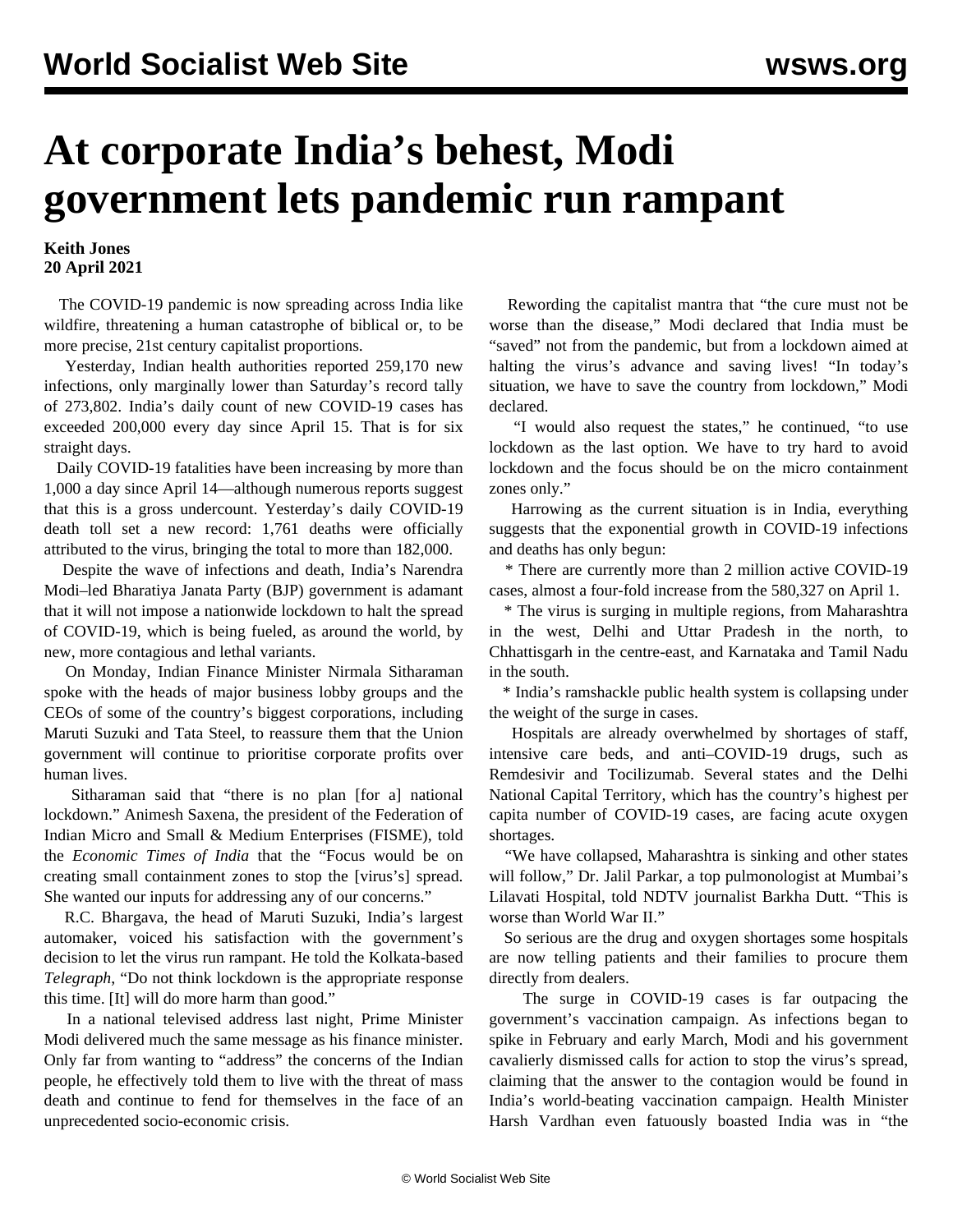# At corporate India's behest, Modi government lets pandemic run rampant

**Keith Jones**
**20 April 2021**

The COVID-19 pandemic is now spreading across India like wildfire, threatening a human catastrophe of biblical or, to be more precise, 21st century capitalist proportions.

Yesterday, Indian health authorities reported 259,170 new infections, only marginally lower than Saturday's record tally of 273,802. India's daily count of new COVID-19 cases has exceeded 200,000 every day since April 15. That is for six straight days.

Daily COVID-19 fatalities have been increasing by more than 1,000 a day since April 14—although numerous reports suggest that this is a gross undercount. Yesterday's daily COVID-19 death toll set a new record: 1,761 deaths were officially attributed to the virus, bringing the total to more than 182,000.

Despite the wave of infections and death, India's Narendra Modi–led Bharatiya Janata Party (BJP) government is adamant that it will not impose a nationwide lockdown to halt the spread of COVID-19, which is being fueled, as around the world, by new, more contagious and lethal variants.

On Monday, Indian Finance Minister Nirmala Sitharaman spoke with the heads of major business lobby groups and the CEOs of some of the country's biggest corporations, including Maruti Suzuki and Tata Steel, to reassure them that the Union government will continue to prioritise corporate profits over human lives.

Sitharaman said that "there is no plan [for a] national lockdown." Animesh Saxena, the president of the Federation of Indian Micro and Small & Medium Enterprises (FISME), told the *Economic Times of India* that the "Focus would be on creating small containment zones to stop the [virus's] spread. She wanted our inputs for addressing any of our concerns."

R.C. Bhargava, the head of Maruti Suzuki, India's largest automaker, voiced his satisfaction with the government's decision to let the virus run rampant. He told the Kolkata-based *Telegraph*, "Do not think lockdown is the appropriate response this time. [It] will do more harm than good."

In a national televised address last night, Prime Minister Modi delivered much the same message as his finance minister. Only far from wanting to "address" the concerns of the Indian people, he effectively told them to live with the threat of mass death and continue to fend for themselves in the face of an unprecedented socio-economic crisis.

Rewording the capitalist mantra that "the cure must not be worse than the disease," Modi declared that India must be "saved" not from the pandemic, but from a lockdown aimed at halting the virus's advance and saving lives! "In today's situation, we have to save the country from lockdown," Modi declared.

"I would also request the states," he continued, "to use lockdown as the last option. We have to try hard to avoid lockdown and the focus should be on the micro containment zones only."

Harrowing as the current situation is in India, everything suggests that the exponential growth in COVID-19 infections and deaths has only begun:

* There are currently more than 2 million active COVID-19 cases, almost a four-fold increase from the 580,327 on April 1.
* The virus is surging in multiple regions, from Maharashtra in the west, Delhi and Uttar Pradesh in the north, to Chhattisgarh in the centre-east, and Karnataka and Tamil Nadu in the south.
* India's ramshackle public health system is collapsing under the weight of the surge in cases.

Hospitals are already overwhelmed by shortages of staff, intensive care beds, and anti–COVID-19 drugs, such as Remdesivir and Tocilizumab. Several states and the Delhi National Capital Territory, which has the country's highest per capita number of COVID-19 cases, are facing acute oxygen shortages.

"We have collapsed, Maharashtra is sinking and other states will follow," Dr. Jalil Parkar, a top pulmonologist at Mumbai's Lilavati Hospital, told NDTV journalist Barkha Dutt. "This is worse than World War II."

So serious are the drug and oxygen shortages some hospitals are now telling patients and their families to procure them directly from dealers.

The surge in COVID-19 cases is far outpacing the government's vaccination campaign. As infections began to spike in February and early March, Modi and his government cavalierly dismissed calls for action to stop the virus's spread, claiming that the answer to the contagion would be found in India's world-beating vaccination campaign. Health Minister Harsh Vardhan even fatuously boasted India was in "the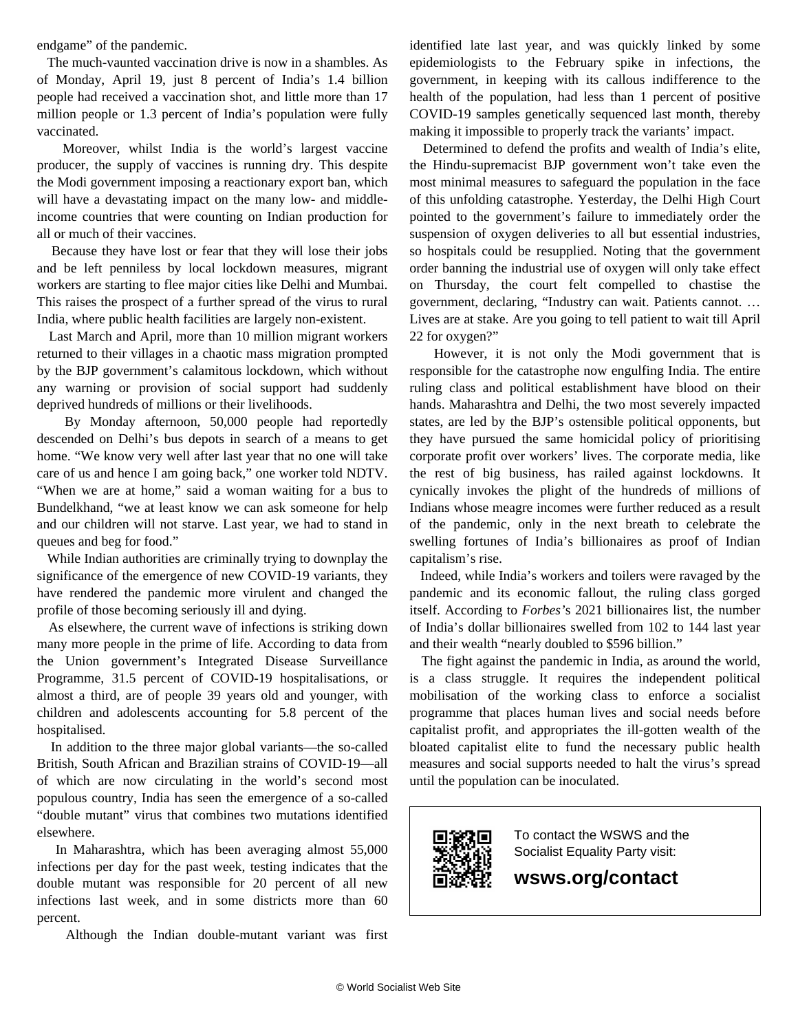endgame" of the pandemic.

The much-vaunted vaccination drive is now in a shambles. As of Monday, April 19, just 8 percent of India's 1.4 billion people had received a vaccination shot, and little more than 17 million people or 1.3 percent of India's population were fully vaccinated.

Moreover, whilst India is the world's largest vaccine producer, the supply of vaccines is running dry. This despite the Modi government imposing a reactionary export ban, which will have a devastating impact on the many low- and middle-income countries that were counting on Indian production for all or much of their vaccines.

Because they have lost or fear that they will lose their jobs and be left penniless by local lockdown measures, migrant workers are starting to flee major cities like Delhi and Mumbai. This raises the prospect of a further spread of the virus to rural India, where public health facilities are largely non-existent.

Last March and April, more than 10 million migrant workers returned to their villages in a chaotic mass migration prompted by the BJP government's calamitous lockdown, which without any warning or provision of social support had suddenly deprived hundreds of millions or their livelihoods.

By Monday afternoon, 50,000 people had reportedly descended on Delhi's bus depots in search of a means to get home. "We know very well after last year that no one will take care of us and hence I am going back," one worker told NDTV. "When we are at home," said a woman waiting for a bus to Bundelkhand, "we at least know we can ask someone for help and our children will not starve. Last year, we had to stand in queues and beg for food."

While Indian authorities are criminally trying to downplay the significance of the emergence of new COVID-19 variants, they have rendered the pandemic more virulent and changed the profile of those becoming seriously ill and dying.

As elsewhere, the current wave of infections is striking down many more people in the prime of life. According to data from the Union government's Integrated Disease Surveillance Programme, 31.5 percent of COVID-19 hospitalisations, or almost a third, are of people 39 years old and younger, with children and adolescents accounting for 5.8 percent of the hospitalised.

In addition to the three major global variants—the so-called British, South African and Brazilian strains of COVID-19—all of which are now circulating in the world's second most populous country, India has seen the emergence of a so-called "double mutant" virus that combines two mutations identified elsewhere.

In Maharashtra, which has been averaging almost 55,000 infections per day for the past week, testing indicates that the double mutant was responsible for 20 percent of all new infections last week, and in some districts more than 60 percent.

Although the Indian double-mutant variant was first identified late last year, and was quickly linked by some epidemiologists to the February spike in infections, the government, in keeping with its callous indifference to the health of the population, had less than 1 percent of positive COVID-19 samples genetically sequenced last month, thereby making it impossible to properly track the variants' impact.

Determined to defend the profits and wealth of India's elite, the Hindu-supremacist BJP government won't take even the most minimal measures to safeguard the population in the face of this unfolding catastrophe. Yesterday, the Delhi High Court pointed to the government's failure to immediately order the suspension of oxygen deliveries to all but essential industries, so hospitals could be resupplied. Noting that the government order banning the industrial use of oxygen will only take effect on Thursday, the court felt compelled to chastise the government, declaring, "Industry can wait. Patients cannot. … Lives are at stake. Are you going to tell patient to wait till April 22 for oxygen?"

However, it is not only the Modi government that is responsible for the catastrophe now engulfing India. The entire ruling class and political establishment have blood on their hands. Maharashtra and Delhi, the two most severely impacted states, are led by the BJP's ostensible political opponents, but they have pursued the same homicidal policy of prioritising corporate profit over workers' lives. The corporate media, like the rest of big business, has railed against lockdowns. It cynically invokes the plight of the hundreds of millions of Indians whose meagre incomes were further reduced as a result of the pandemic, only in the next breath to celebrate the swelling fortunes of India's billionaires as proof of Indian capitalism's rise.

Indeed, while India's workers and toilers were ravaged by the pandemic and its economic fallout, the ruling class gorged itself. According to *Forbes*'s 2021 billionaires list, the number of India's dollar billionaires swelled from 102 to 144 last year and their wealth "nearly doubled to $596 billion."

The fight against the pandemic in India, as around the world, is a class struggle. It requires the independent political mobilisation of the working class to enforce a socialist programme that places human lives and social needs before capitalist profit, and appropriates the ill-gotten wealth of the bloated capitalist elite to fund the necessary public health measures and social supports needed to halt the virus's spread until the population can be inoculated.

To contact the WSWS and the Socialist Equality Party visit:

**wsws.org/contact**